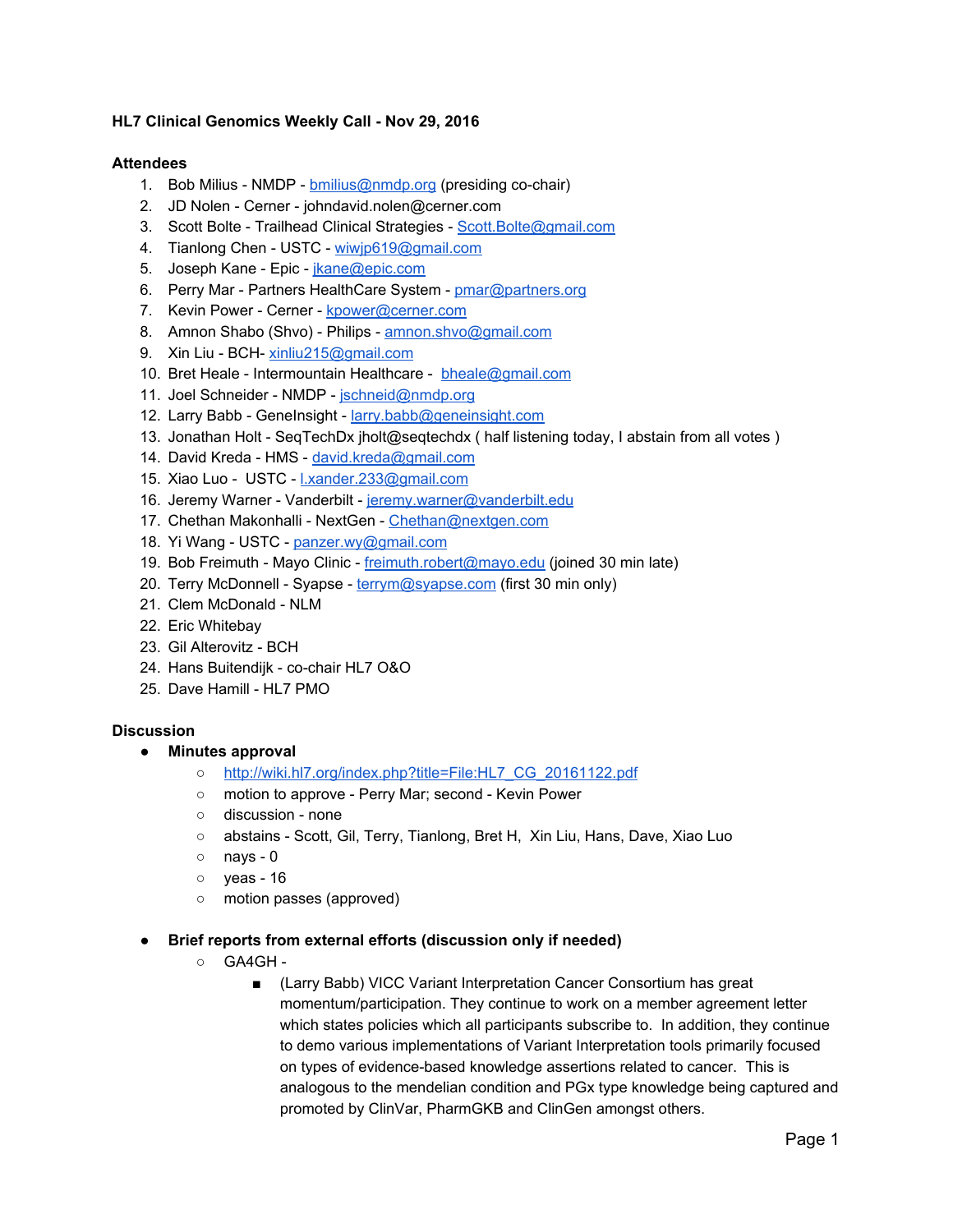**HL7 Clinical Genomics Weekly Call - Nov 29, 2016**

**Attendees**

1. Bob Milius - NMDP - bmilius@nmdp.org (presiding co-chair)
2. JD Nolen - Cerner - johndavid.nolen@cerner.com
3. Scott Bolte - Trailhead Clinical Strategies - Scott.Bolte@gmail.com
4. Tianlong Chen - USTC - wiwjp619@gmail.com
5. Joseph Kane - Epic - jkane@epic.com
6. Perry Mar - Partners HealthCare System - pmar@partners.org
7. Kevin Power - Cerner - kpower@cerner.com
8. Amnon Shabo (Shvo) - Philips - amnon.shvo@gmail.com
9. Xin Liu - BCH- xinliu215@gmail.com
10. Bret Heale - Intermountain Healthcare - bheale@gmail.com
11. Joel Schneider - NMDP - jschneid@nmdp.org
12. Larry Babb - GeneInsight - larry.babb@geneinsight.com
13. Jonathan Holt - SeqTechDx jholt@seqtechdx ( half listening today, I abstain from all votes )
14. David Kreda - HMS - david.kreda@gmail.com
15. Xiao Luo - USTC - l.xander.233@gmail.com
16. Jeremy Warner - Vanderbilt - jeremy.warner@vanderbilt.edu
17. Chethan Makonhalli - NextGen - Chethan@nextgen.com
18. Yi Wang - USTC - panzer.wy@gmail.com
19. Bob Freimuth - Mayo Clinic - freimuth.robert@mayo.edu (joined 30 min late)
20. Terry McDonnell - Syapse - terrym@syapse.com (first 30 min only)
21. Clem McDonald - NLM
22. Eric Whitebay
23. Gil Alterovitz - BCH
24. Hans Buitendijk - co-chair HL7 O&O
25. Dave Hamill - HL7 PMO

**Discussion**

- **Minutes approval**
  - http://wiki.hl7.org/index.php?title=File:HL7_CG_20161122.pdf
  - motion to approve - Perry Mar; second - Kevin Power
  - discussion - none
  - abstains - Scott, Gil, Terry, Tianlong, Bret H, Xin Liu, Hans, Dave, Xiao Luo
  - nays - 0
  - yeas - 16
  - motion passes (approved)

- **Brief reports from external efforts (discussion only if needed)**
  - GA4GH -
    - (Larry Babb) VICC Variant Interpretation Cancer Consortium has great momentum/participation. They continue to work on a member agreement letter which states policies which all participants subscribe to. In addition, they continue to demo various implementations of Variant Interpretation tools primarily focused on types of evidence-based knowledge assertions related to cancer. This is analogous to the mendelian condition and PGx type knowledge being captured and promoted by ClinVar, PharmGKB and ClinGen amongst others.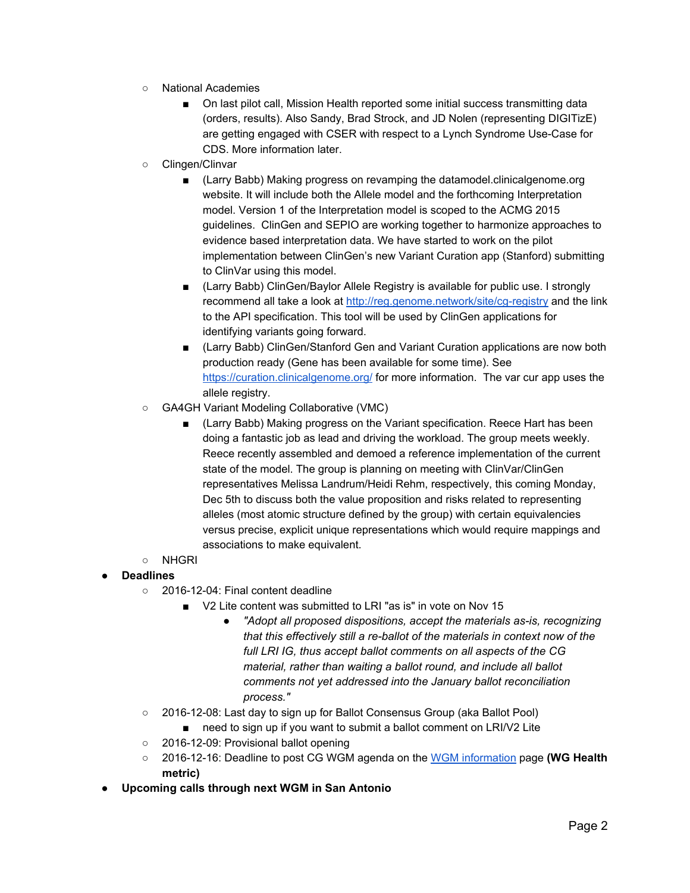- National Academies
  - On last pilot call, Mission Health reported some initial success transmitting data (orders, results). Also Sandy, Brad Strock, and JD Nolen (representing DIGITizE) are getting engaged with CSER with respect to a Lynch Syndrome Use-Case for CDS. More information later.
- Clingen/Clinvar
  - (Larry Babb) Making progress on revamping the datamodel.clinicalgenome.org website. It will include both the Allele model and the forthcoming Interpretation model. Version 1 of the Interpretation model is scoped to the ACMG 2015 guidelines. ClinGen and SEPIO are working together to harmonize approaches to evidence based interpretation data. We have started to work on the pilot implementation between ClinGen's new Variant Curation app (Stanford) submitting to ClinVar using this model.
  - (Larry Babb) ClinGen/Baylor Allele Registry is available for public use. I strongly recommend all take a look at [http://reg.genome.network/site/cg-registry](http://reg.genome.network/site/cg-registry) and the link to the API specification. This tool will be used by ClinGen applications for identifying variants going forward.
  - (Larry Babb) ClinGen/Stanford Gen and Variant Curation applications are now both production ready (Gene has been available for some time). See [https://curation.clinicalgenome.org/](https://curation.clinicalgenome.org/) for more information. The var cur app uses the allele registry.
- GA4GH Variant Modeling Collaborative (VMC)
  - (Larry Babb) Making progress on the Variant specification. Reece Hart has been doing a fantastic job as lead and driving the workload. The group meets weekly. Reece recently assembled and demoed a reference implementation of the current state of the model. The group is planning on meeting with ClinVar/ClinGen representatives Melissa Landrum/Heidi Rehm, respectively, this coming Monday, Dec 5th to discuss both the value proposition and risks related to representing alleles (most atomic structure defined by the group) with certain equivalencies versus precise, explicit unique representations which would require mappings and associations to make equivalent.
- NHGRI

- **Deadlines**
  - 2016-12-04: Final content deadline
    - V2 Lite content was submitted to LRI "as is" in vote on Nov 15
      - *"Adopt all proposed dispositions, accept the materials as-is, recognizing that this effectively still a re-ballot of the materials in context now of the full LRI IG, thus accept ballot comments on all aspects of the CG material, rather than waiting a ballot round, and include all ballot comments not yet addressed into the January ballot reconciliation process."*
  - 2016-12-08: Last day to sign up for Ballot Consensus Group (aka Ballot Pool)
    - need to sign up if you want to submit a ballot comment on LRI/V2 Lite
  - 2016-12-09: Provisional ballot opening
  - 2016-12-16: Deadline to post CG WGM agenda on the [WGM information](WGM information) page **(WG Health metric)**
- **Upcoming calls through next WGM in San Antonio**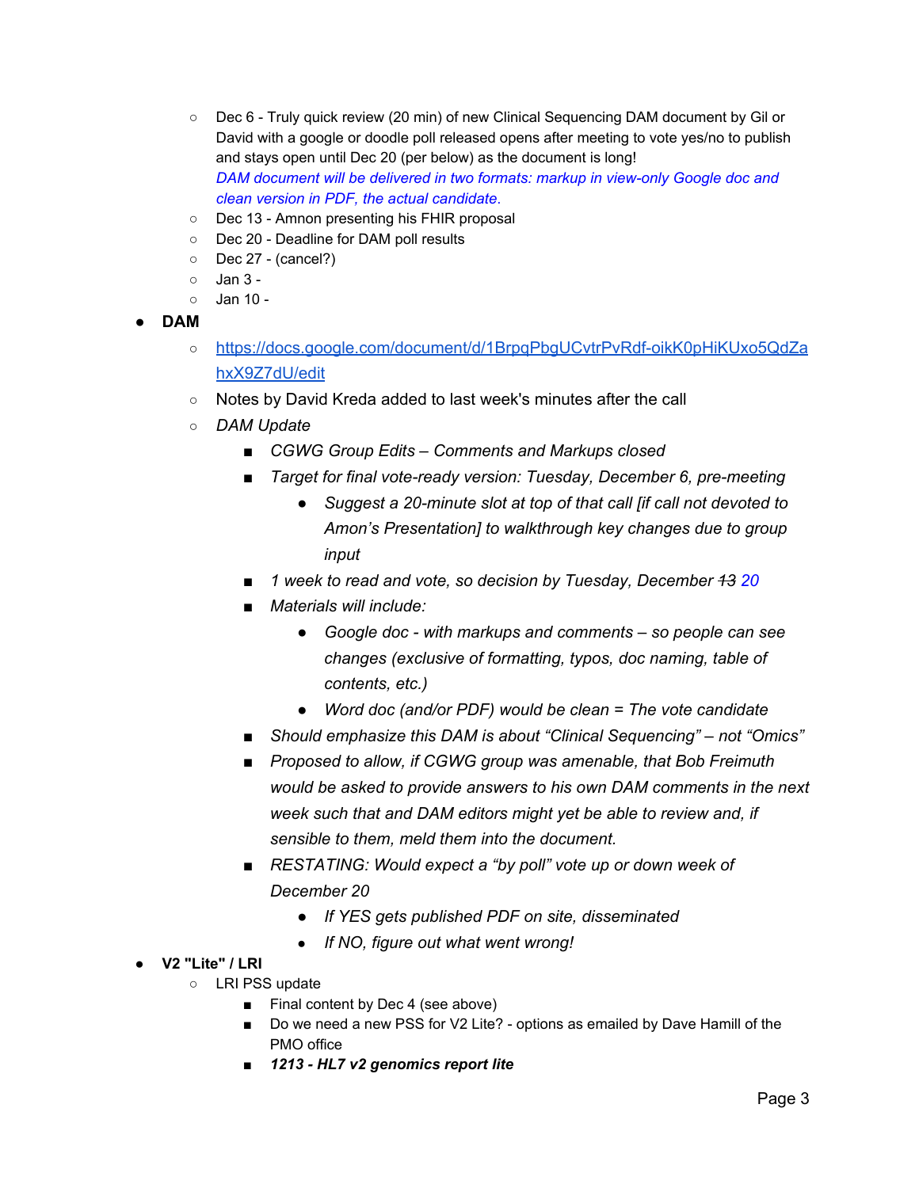- Dec 6 - Truly quick review (20 min) of new Clinical Sequencing DAM document by Gil or David with a google or doodle poll released opens after meeting to vote yes/no to publish and stays open until Dec 20 (per below) as the document is long!
  *DAM document will be delivered in two formats: markup in view-only Google doc and clean version in PDF, the actual candidate.*
- Dec 13 - Amnon presenting his FHIR proposal
- Dec 20 - Deadline for DAM poll results
- Dec 27 - (cancel?)
- Jan 3 -
- Jan 10 -

- **DAM**
  - https://docs.google.com/document/d/1BrpqPbgUCvtrPvRdf-oikK0pHiKUxo5QdZahxX9Z7dU/edit
  - Notes by David Kreda added to last week's minutes after the call
  - *DAM Update*
    - *CGWG Group Edits – Comments and Markups closed*
    - *Target for final vote-ready version: Tuesday, December 6, pre-meeting*
      - *Suggest a 20-minute slot at top of that call [if call not devoted to Amon's Presentation] to walkthrough key changes due to group input*
    - *1 week to read and vote, so decision by Tuesday, December ~~13~~ 20*
    - *Materials will include:*
      - *Google doc - with markups and comments – so people can see changes (exclusive of formatting, typos, doc naming, table of contents, etc.)*
      - *Word doc (and/or PDF) would be clean = The vote candidate*
    - *Should emphasize this DAM is about "Clinical Sequencing" – not "Omics"*
    - *Proposed to allow, if CGWG group was amenable, that Bob Freimuth would be asked to provide answers to his own DAM comments in the next week such that and DAM editors might yet be able to review and, if sensible to them, meld them into the document.*
    - *RESTATING: Would expect a "by poll" vote up or down week of December 20*
      - *If YES gets published PDF on site, disseminated*
      - *If NO, figure out what went wrong!*

- **V2 "Lite" / LRI**
  - LRI PSS update
    - Final content by Dec 4 (see above)
    - Do we need a new PSS for V2 Lite? - options as emailed by Dave Hamill of the PMO office
    - ***1213 - HL7 v2 genomics report lite***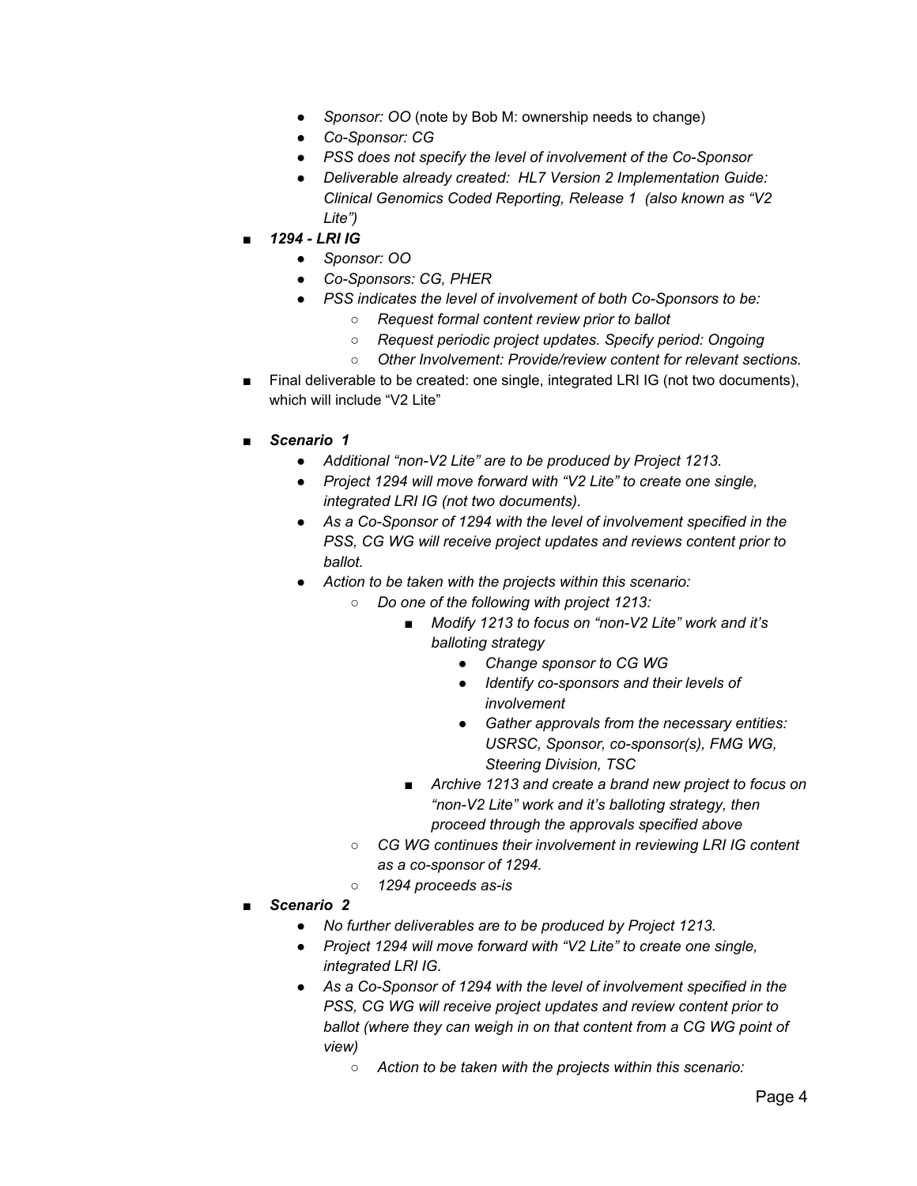- *Sponsor: OO* (note by Bob M: ownership needs to change)
    - *Co-Sponsor: CG*
    - *PSS does not specify the level of involvement of the Co-Sponsor*
    - *Deliverable already created: HL7 Version 2 Implementation Guide: Clinical Genomics Coded Reporting, Release 1 (also known as "V2 Lite")*
- ***1294 - LRI IG***
    - *Sponsor: OO*
    - *Co-Sponsors: CG, PHER*
    - *PSS indicates the level of involvement of both Co-Sponsors to be:*
        - *Request formal content review prior to ballot*
        - *Request periodic project updates. Specify period: Ongoing*
        - *Other Involvement: Provide/review content for relevant sections.*
- Final deliverable to be created: one single, integrated LRI IG (not two documents), which will include "V2 Lite"

- ***Scenario 1***
    - *Additional "non-V2 Lite" are to be produced by Project 1213.*
    - *Project 1294 will move forward with "V2 Lite" to create one single, integrated LRI IG (not two documents).*
    - *As a Co-Sponsor of 1294 with the level of involvement specified in the PSS, CG WG will receive project updates and reviews content prior to ballot.*
    - *Action to be taken with the projects within this scenario:*
        - *Do one of the following with project 1213:*
            - *Modify 1213 to focus on "non-V2 Lite" work and it's balloting strategy*
                - *Change sponsor to CG WG*
                - *Identify co-sponsors and their levels of involvement*
                - *Gather approvals from the necessary entities: USRSC, Sponsor, co-sponsor(s), FMG WG, Steering Division, TSC*
            - *Archive 1213 and create a brand new project to focus on "non-V2 Lite" work and it's balloting strategy, then proceed through the approvals specified above*
        - *CG WG continues their involvement in reviewing LRI IG content as a co-sponsor of 1294.*
        - *1294 proceeds as-is*
- ***Scenario 2***
    - *No further deliverables are to be produced by Project 1213.*
    - *Project 1294 will move forward with "V2 Lite" to create one single, integrated LRI IG.*
    - *As a Co-Sponsor of 1294 with the level of involvement specified in the PSS, CG WG will receive project updates and review content prior to ballot (where they can weigh in on that content from a CG WG point of view)*
        - *Action to be taken with the projects within this scenario:*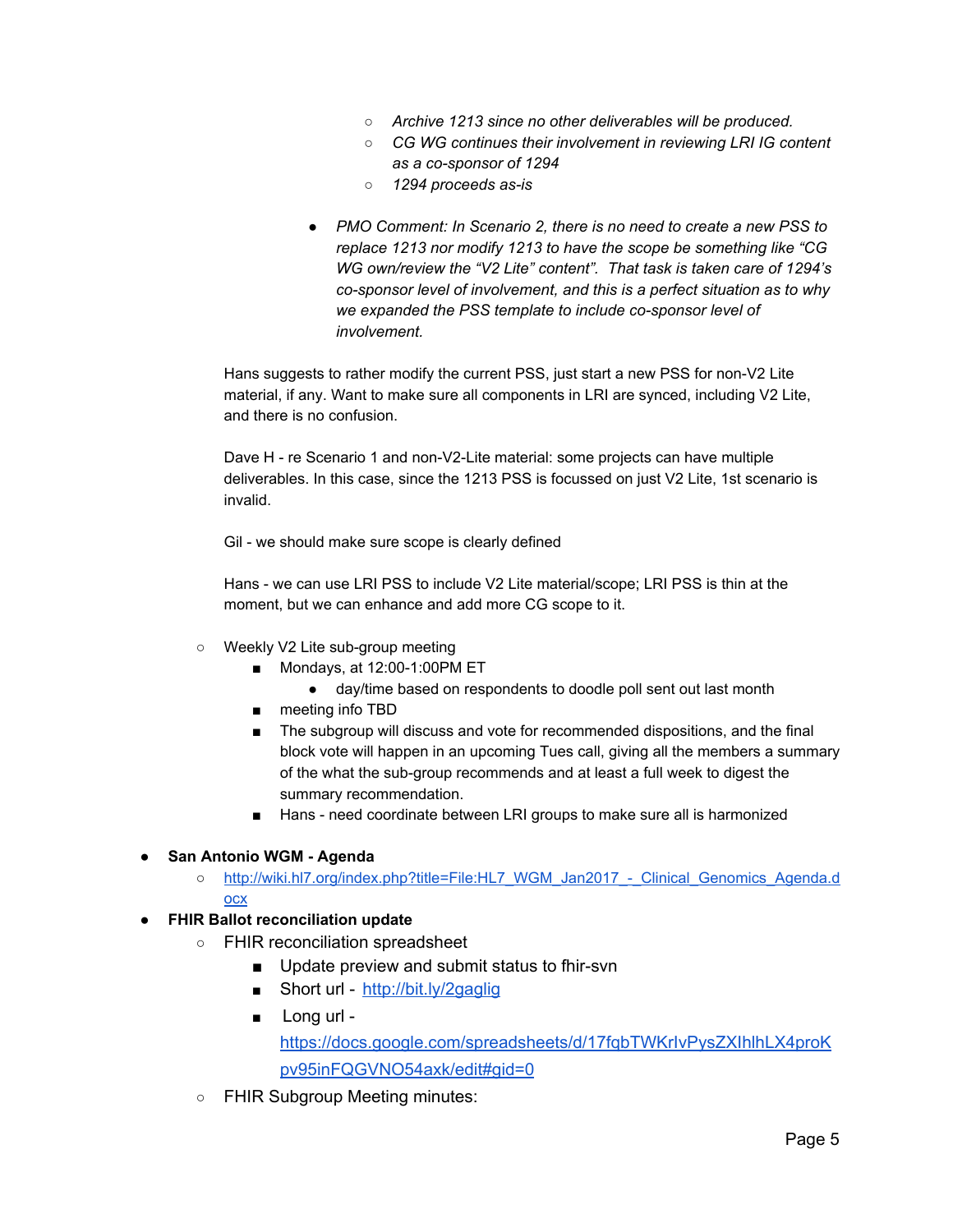- *Archive 1213 since no other deliverables will be produced.*
    - *CG WG continues their involvement in reviewing LRI IG content as a co-sponsor of 1294*
    - *1294 proceeds as-is*

  - *PMO Comment: In Scenario 2, there is no need to create a new PSS to replace 1213 nor modify 1213 to have the scope be something like "CG WG own/review the "V2 Lite" content". That task is taken care of 1294's co-sponsor level of involvement, and this is a perfect situation as to why we expanded the PSS template to include co-sponsor level of involvement.*

  Hans suggests to rather modify the current PSS, just start a new PSS for non-V2 Lite material, if any. Want to make sure all components in LRI are synced, including V2 Lite, and there is no confusion.

  Dave H - re Scenario 1 and non-V2-Lite material: some projects can have multiple deliverables. In this case, since the 1213 PSS is focussed on just V2 Lite, 1st scenario is invalid.

  Gil - we should make sure scope is clearly defined

  Hans - we can use LRI PSS to include V2 Lite material/scope; LRI PSS is thin at the moment, but we can enhance and add more CG scope to it.

  - Weekly V2 Lite sub-group meeting
    - Mondays, at 12:00-1:00PM ET
      - day/time based on respondents to doodle poll sent out last month
    - meeting info TBD
    - The subgroup will discuss and vote for recommended dispositions, and the final block vote will happen in an upcoming Tues call, giving all the members a summary of the what the sub-group recommends and at least a full week to digest the summary recommendation.
    - Hans - need coordinate between LRI groups to make sure all is harmonized

- **San Antonio WGM - Agenda**
  - http://wiki.hl7.org/index.php?title=File:HL7_WGM_Jan2017_-_Clinical_Genomics_Agenda.docx
- **FHIR Ballot reconciliation update**
  - FHIR reconciliation spreadsheet
    - Update preview and submit status to fhir-svn
    - Short url - http://bit.ly/2gaglig
    - Long url - https://docs.google.com/spreadsheets/d/17fqbTWKrIvPysZXIhlhLX4proKpv95inFQGVNO54axk/edit#gid=0
  - FHIR Subgroup Meeting minutes: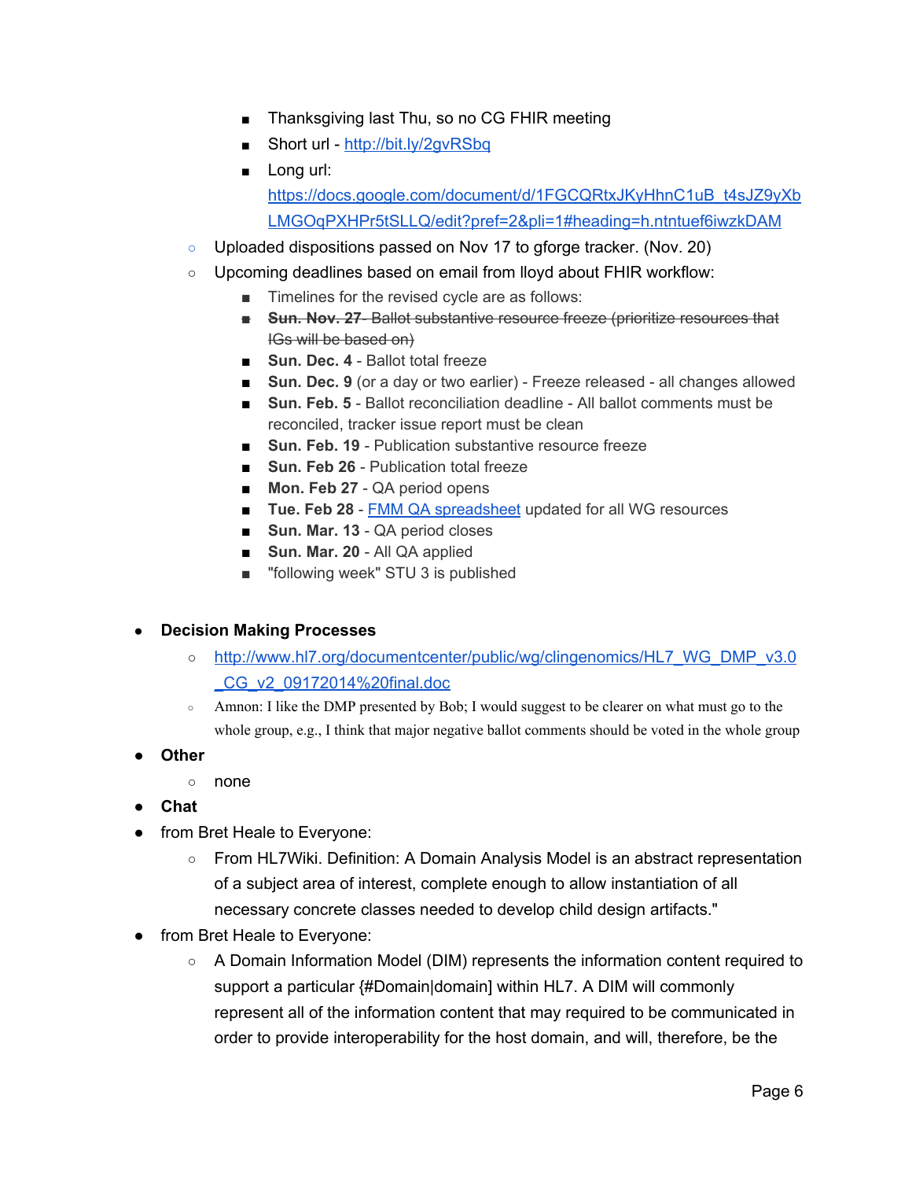- Thanksgiving last Thu, so no CG FHIR meeting
        - Short url - http://bit.ly/2gvRSbq
        - Long url: https://docs.google.com/document/d/1FGCQRtxJKyHhnC1uB_t4sJZ9yXbLMGOqPXHPr5tSLLQ/edit?pref=2&pli=1#heading=h.ntntuef6iwzkDAM
    - Uploaded dispositions passed on Nov 17 to gforge tracker. (Nov. 20)
    - Upcoming deadlines based on email from lloyd about FHIR workflow:
        - Timelines for the revised cycle are as follows:
        - ~~**Sun. Nov. 27** - Ballot substantive resource freeze (prioritize resources that IGs will be based on)~~
        - **Sun. Dec. 4** - Ballot total freeze
        - **Sun. Dec. 9** (or a day or two earlier) - Freeze released - all changes allowed
        - **Sun. Feb. 5** - Ballot reconciliation deadline - All ballot comments must be reconciled, tracker issue report must be clean
        - **Sun. Feb. 19** - Publication substantive resource freeze
        - **Sun. Feb 26** - Publication total freeze
        - **Mon. Feb 27** - QA period opens
        - **Tue. Feb 28** - FMM QA spreadsheet updated for all WG resources
        - **Sun. Mar. 13** - QA period closes
        - **Sun. Mar. 20** - All QA applied
        - "following week" STU 3 is published

- **Decision Making Processes**
    - http://www.hl7.org/documentcenter/public/wg/clingenomics/HL7_WG_DMP_v3.0_CG_v2_09172014%20final.doc
    - Amnon: I like the DMP presented by Bob; I would suggest to be clearer on what must go to the whole group, e.g., I think that major negative ballot comments should be voted in the whole group
- **Other**
    - none
- **Chat**
- from Bret Heale to Everyone:
    - From HL7Wiki. Definition: A Domain Analysis Model is an abstract representation of a subject area of interest, complete enough to allow instantiation of all necessary concrete classes needed to develop child design artifacts."
- from Bret Heale to Everyone:
    - A Domain Information Model (DIM) represents the information content required to support a particular {#Domain|domain] within HL7. A DIM will commonly represent all of the information content that may required to be communicated in order to provide interoperability for the host domain, and will, therefore, be the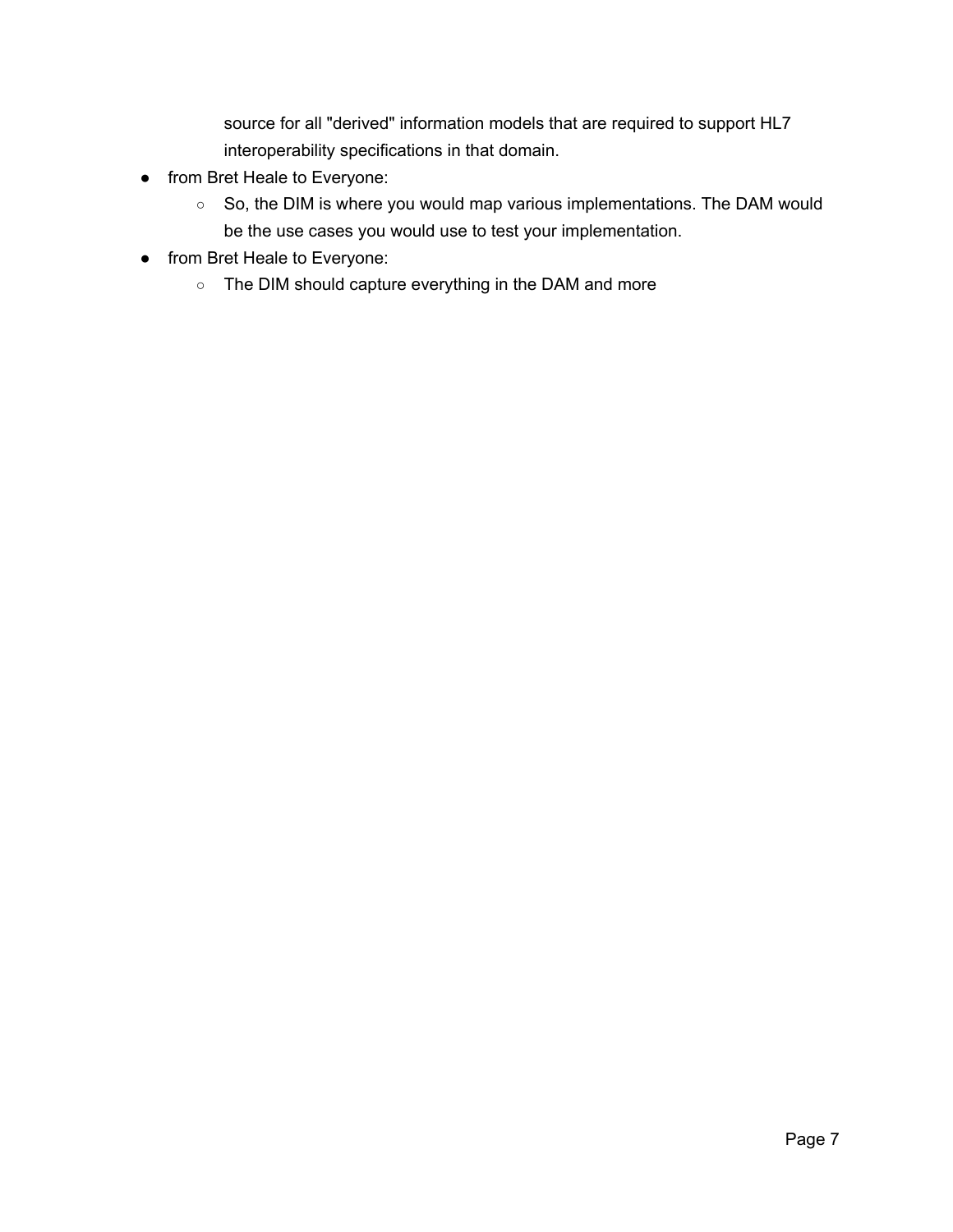source for all "derived" information models that are required to support HL7 interoperability specifications in that domain.

- from Bret Heale to Everyone:
  - So, the DIM is where you would map various implementations. The DAM would be the use cases you would use to test your implementation.
- from Bret Heale to Everyone:
  - The DIM should capture everything in the DAM and more